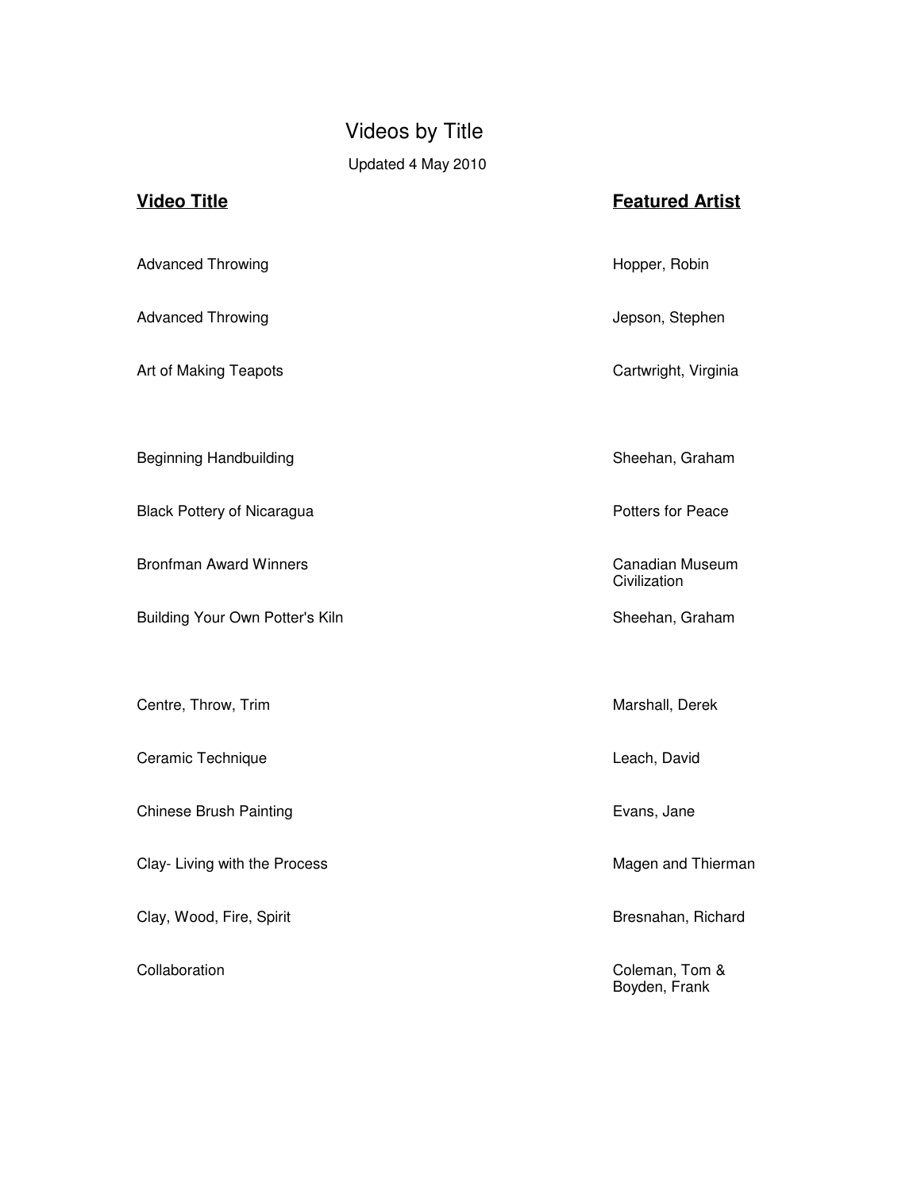# Videos by Title

Updated 4 May 2010

| **Video Title** | **Featured Artist** |
|---|---|
| Advanced Throwing | Hopper, Robin |
| Advanced Throwing | Jepson, Stephen |
| Art of Making Teapots | Cartwright, Virginia |
| Beginning Handbuilding | Sheehan, Graham |
| Black Pottery of Nicaragua | Potters for Peace |
| Bronfman Award Winners | Canadian Museum Civilization |
| Building Your Own Potter's Kiln | Sheehan, Graham |
| Centre, Throw, Trim | Marshall, Derek |
| Ceramic Technique | Leach, David |
| Chinese Brush Painting | Evans, Jane |
| Clay- Living with the Process | Magen and Thierman |
| Clay, Wood, Fire, Spirit | Bresnahan, Richard |
| Collaboration | Coleman, Tom & Boyden, Frank |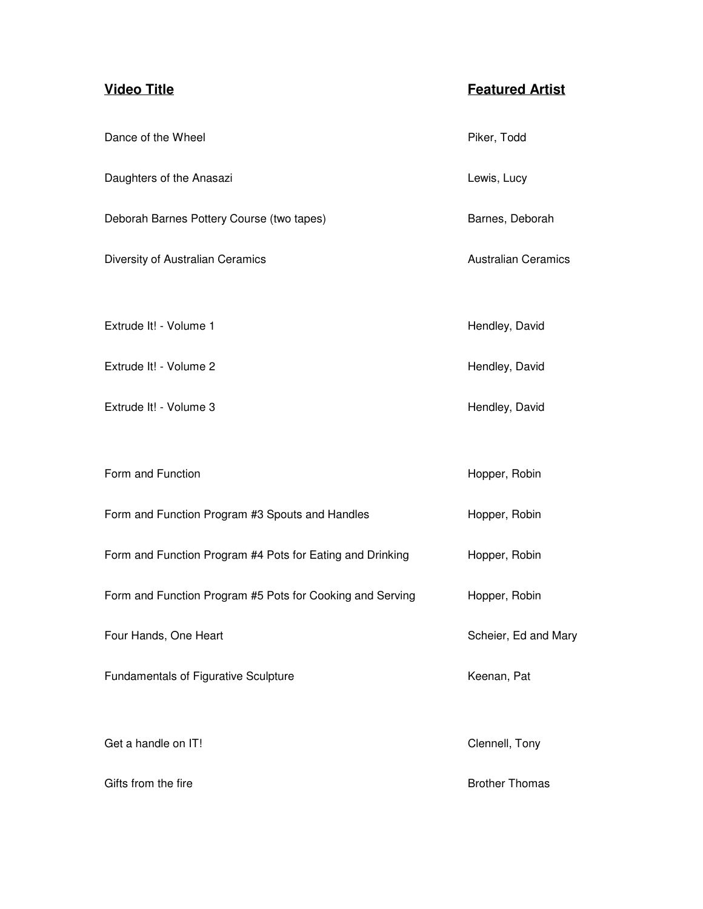| Video Title | Featured Artist |
| --- | --- |
| Dance of the Wheel | Piker, Todd |
| Daughters of the Anasazi | Lewis, Lucy |
| Deborah Barnes Pottery Course (two tapes) | Barnes, Deborah |
| Diversity of Australian Ceramics | Australian Ceramics |
| | |
| Extrude It! - Volume 1 | Hendley, David |
| Extrude It! - Volume 2 | Hendley, David |
| Extrude It! - Volume 3 | Hendley, David |
| | |
| Form and Function | Hopper, Robin |
| Form and Function Program #3 Spouts and Handles | Hopper, Robin |
| Form and Function Program #4 Pots for Eating and Drinking | Hopper, Robin |
| Form and Function Program #5 Pots for Cooking and Serving | Hopper, Robin |
| Four Hands, One Heart | Scheier, Ed and Mary |
| Fundamentals of Figurative Sculpture | Keenan, Pat |
| | |
| Get a handle on IT! | Clennell, Tony |
| Gifts from the fire | Brother Thomas |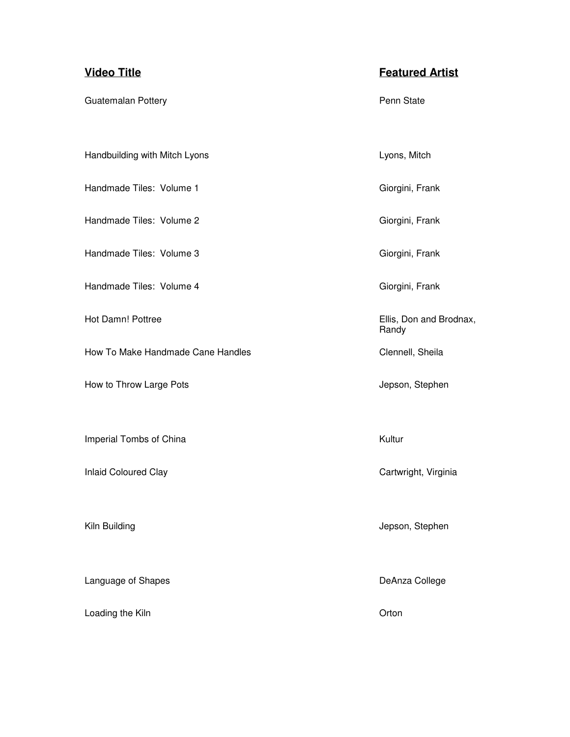| **Video Title** | **Featured Artist** |
| --- | --- |
| Guatemalan Pottery | Penn State |
| Handbuilding with Mitch Lyons | Lyons, Mitch |
| Handmade Tiles:  Volume 1 | Giorgini, Frank |
| Handmade Tiles:  Volume 2 | Giorgini, Frank |
| Handmade Tiles:  Volume 3 | Giorgini, Frank |
| Handmade Tiles:  Volume 4 | Giorgini, Frank |
| Hot Damn! Pottree | Ellis, Don and Brodnax, Randy |
| How To Make Handmade Cane Handles | Clennell, Sheila |
| How to Throw Large Pots | Jepson, Stephen |
| Imperial Tombs of China | Kultur |
| Inlaid Coloured Clay | Cartwright, Virginia |
| Kiln Building | Jepson, Stephen |
| Language of Shapes | DeAnza College |
| Loading the Kiln | Orton |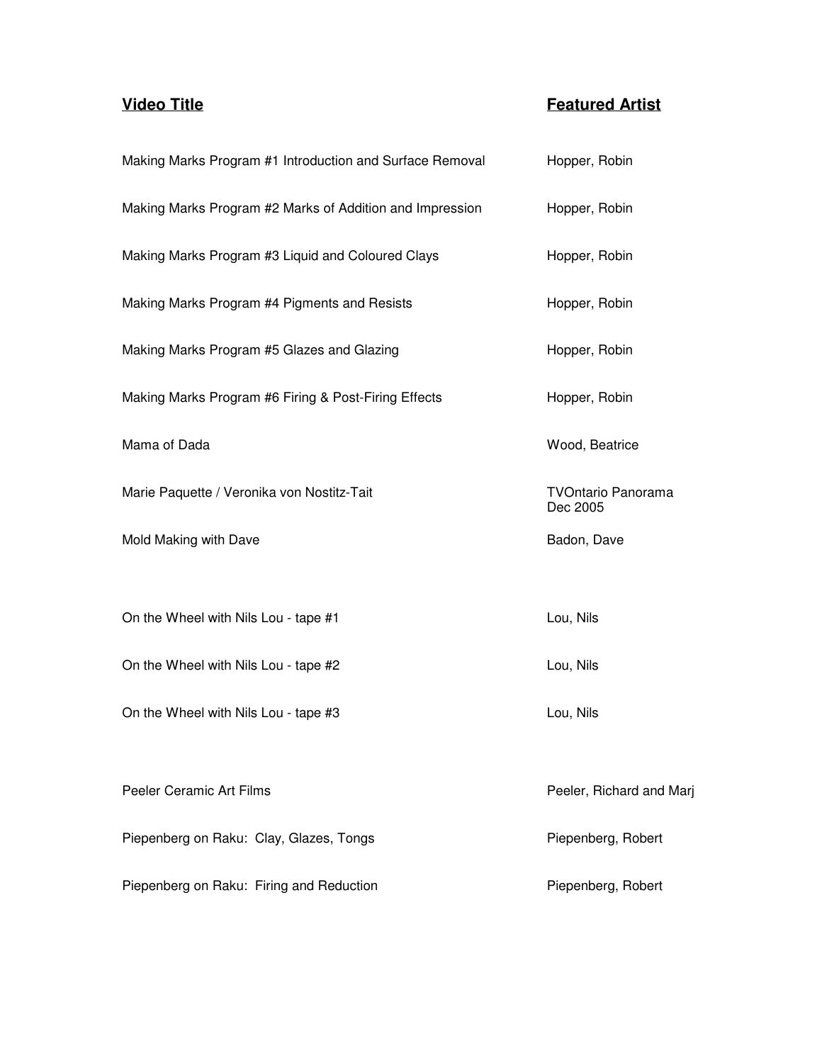| Video Title | Featured Artist |
| --- | --- |
| Making Marks Program #1 Introduction and Surface Removal | Hopper, Robin |
| Making Marks Program #2 Marks of Addition and Impression | Hopper, Robin |
| Making Marks Program #3 Liquid and Coloured Clays | Hopper, Robin |
| Making Marks Program #4 Pigments and Resists | Hopper, Robin |
| Making Marks Program #5 Glazes and Glazing | Hopper, Robin |
| Making Marks Program #6 Firing & Post-Firing Effects | Hopper, Robin |
| Mama of Dada | Wood, Beatrice |
| Marie Paquette / Veronika von Nostitz-Tait | TVOntario Panorama Dec 2005 |
| Mold Making with Dave | Badon, Dave |
| On the Wheel with Nils Lou - tape #1 | Lou, Nils |
| On the Wheel with Nils Lou - tape #2 | Lou, Nils |
| On the Wheel with Nils Lou - tape #3 | Lou, Nils |
| Peeler Ceramic Art Films | Peeler, Richard and Marj |
| Piepenberg on Raku: Clay, Glazes, Tongs | Piepenberg, Robert |
| Piepenberg on Raku: Firing and Reduction | Piepenberg, Robert |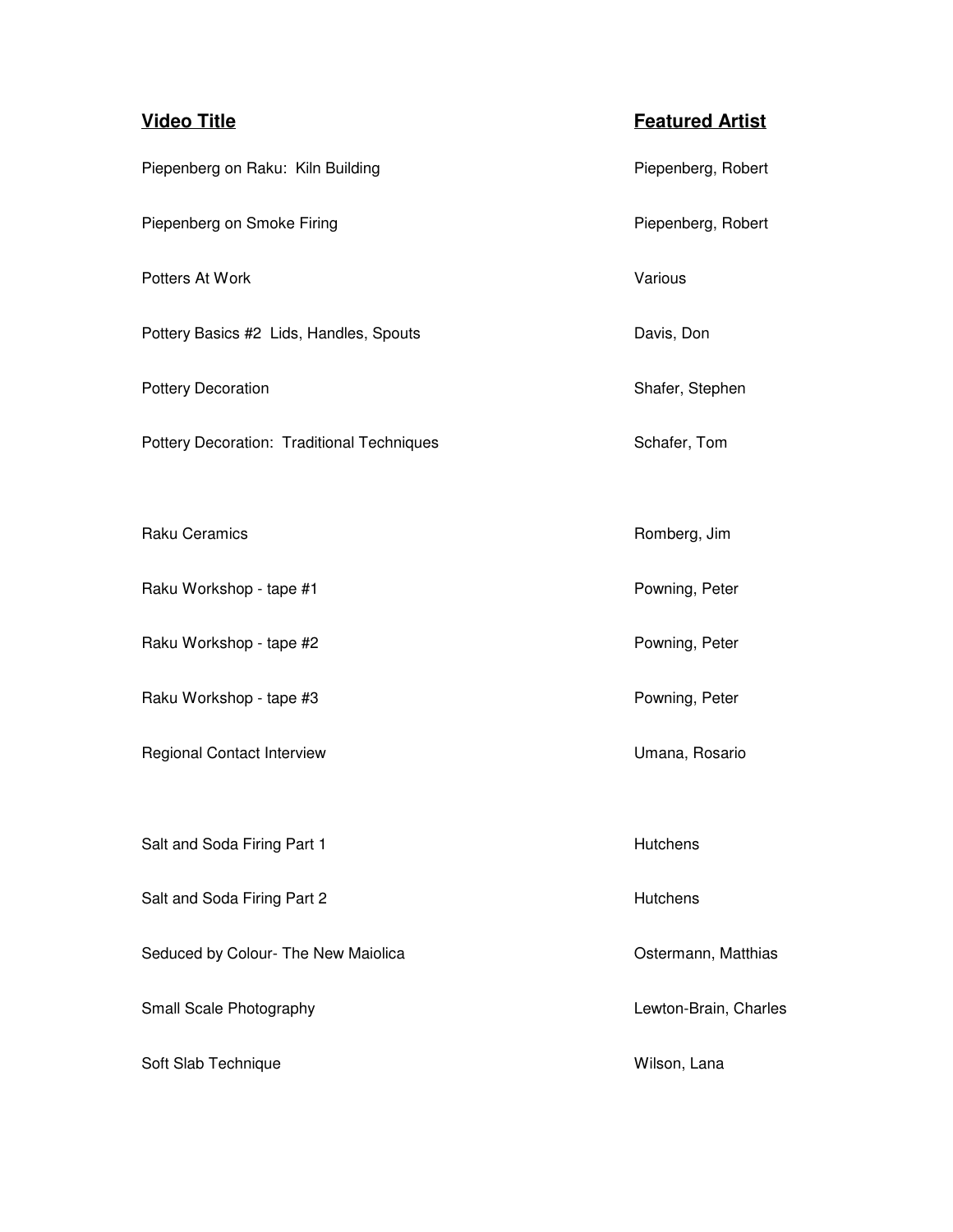| Video Title | Featured Artist |
|---|---|
| Piepenberg on Raku:  Kiln Building | Piepenberg, Robert |
| Piepenberg on Smoke Firing | Piepenberg, Robert |
| Potters At Work | Various |
| Pottery Basics #2  Lids, Handles, Spouts | Davis, Don |
| Pottery Decoration | Shafer, Stephen |
| Pottery Decoration:  Traditional Techniques | Schafer, Tom |
| Raku Ceramics | Romberg, Jim |
| Raku Workshop - tape #1 | Powning, Peter |
| Raku Workshop - tape #2 | Powning, Peter |
| Raku Workshop - tape #3 | Powning, Peter |
| Regional Contact Interview | Umana, Rosario |
| Salt and Soda Firing Part 1 | Hutchens |
| Salt and Soda Firing Part 2 | Hutchens |
| Seduced by Colour- The New Maiolica | Ostermann, Matthias |
| Small Scale Photography | Lewton-Brain, Charles |
| Soft Slab Technique | Wilson, Lana |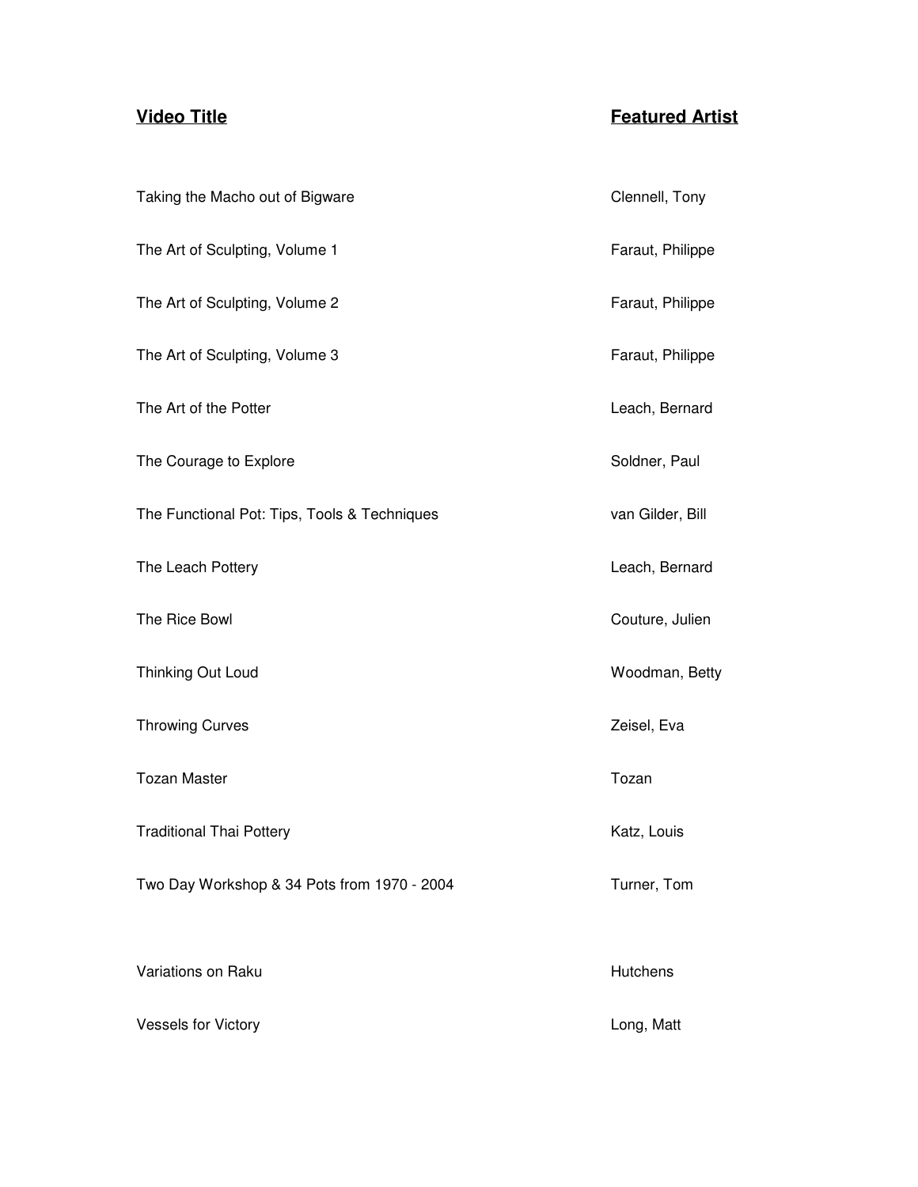| Video Title | Featured Artist |
| --- | --- |
| Taking the Macho out of Bigware | Clennell, Tony |
| The Art of Sculpting, Volume 1 | Faraut, Philippe |
| The Art of Sculpting, Volume 2 | Faraut, Philippe |
| The Art of Sculpting, Volume 3 | Faraut, Philippe |
| The Art of the Potter | Leach, Bernard |
| The Courage to Explore | Soldner, Paul |
| The Functional Pot: Tips, Tools & Techniques | van Gilder, Bill |
| The Leach Pottery | Leach, Bernard |
| The Rice Bowl | Couture, Julien |
| Thinking Out Loud | Woodman, Betty |
| Throwing Curves | Zeisel, Eva |
| Tozan Master | Tozan |
| Traditional Thai Pottery | Katz, Louis |
| Two Day Workshop & 34 Pots from 1970 - 2004 | Turner, Tom |
| Variations on Raku | Hutchens |
| Vessels for Victory | Long, Matt |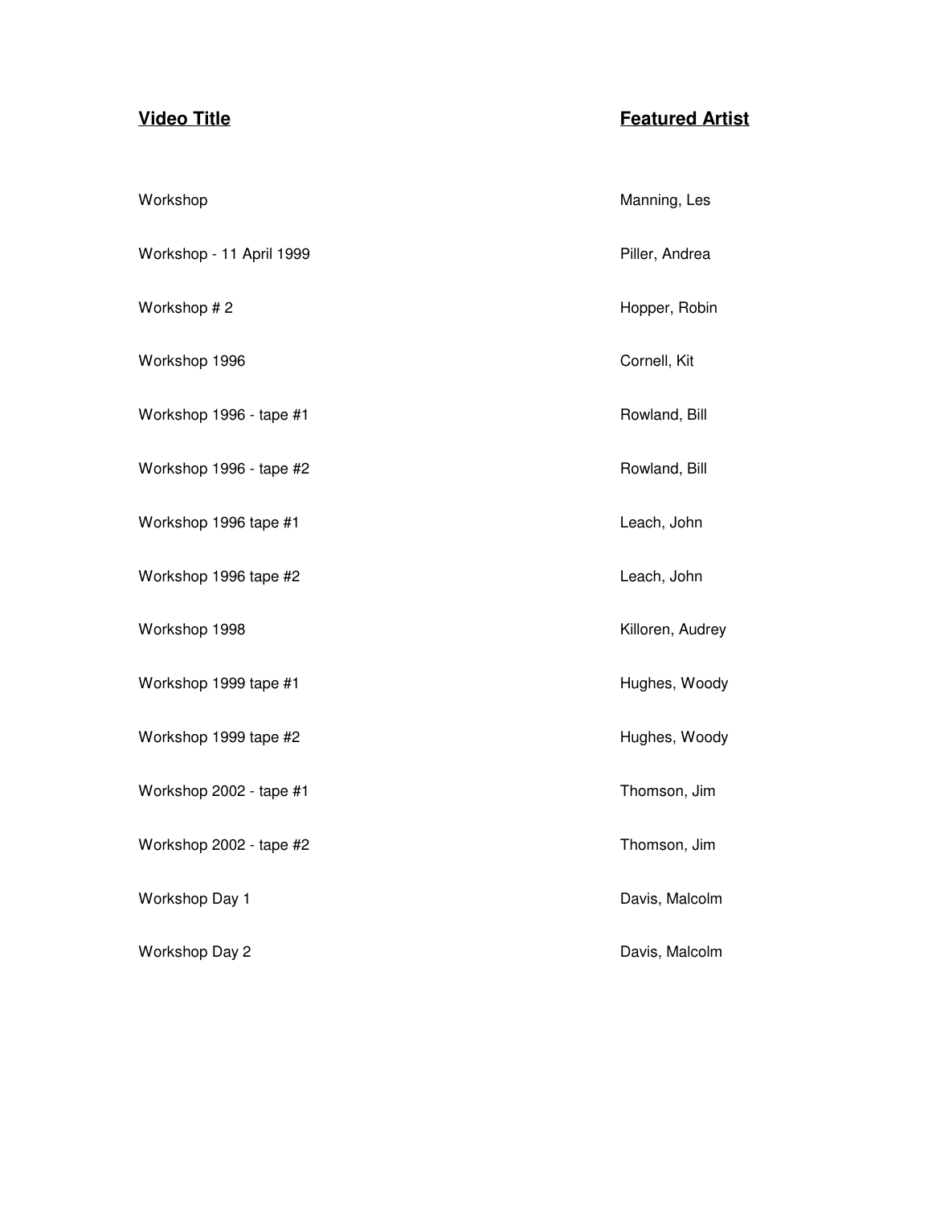| Video Title | Featured Artist |
|---|---|
| Workshop | Manning, Les |
| Workshop - 11 April 1999 | Piller, Andrea |
| Workshop # 2 | Hopper, Robin |
| Workshop 1996 | Cornell, Kit |
| Workshop 1996 - tape #1 | Rowland, Bill |
| Workshop 1996 - tape #2 | Rowland, Bill |
| Workshop 1996 tape #1 | Leach, John |
| Workshop 1996 tape #2 | Leach, John |
| Workshop 1998 | Killoren, Audrey |
| Workshop 1999 tape #1 | Hughes, Woody |
| Workshop 1999 tape #2 | Hughes, Woody |
| Workshop 2002 - tape #1 | Thomson, Jim |
| Workshop 2002 - tape #2 | Thomson, Jim |
| Workshop Day 1 | Davis, Malcolm |
| Workshop Day 2 | Davis, Malcolm |